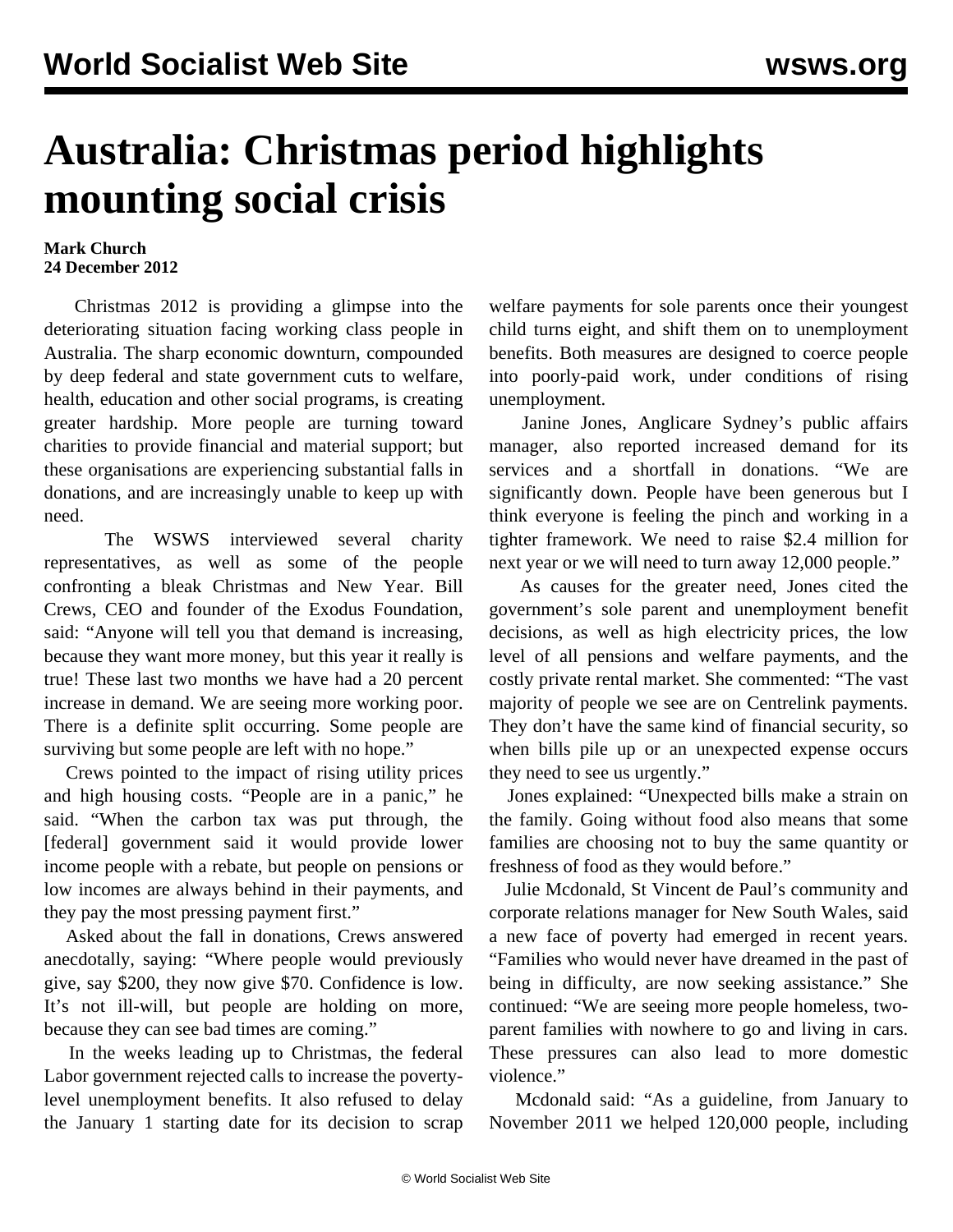# Australia: Christmas period highlights mounting social crisis

**Mark Church**
**24 December 2012**

Christmas 2012 is providing a glimpse into the deteriorating situation facing working class people in Australia. The sharp economic downturn, compounded by deep federal and state government cuts to welfare, health, education and other social programs, is creating greater hardship. More people are turning toward charities to provide financial and material support; but these organisations are experiencing substantial falls in donations, and are increasingly unable to keep up with need.

The WSWS interviewed several charity representatives, as well as some of the people confronting a bleak Christmas and New Year. Bill Crews, CEO and founder of the Exodus Foundation, said: "Anyone will tell you that demand is increasing, because they want more money, but this year it really is true! These last two months we have had a 20 percent increase in demand. We are seeing more working poor. There is a definite split occurring. Some people are surviving but some people are left with no hope."

Crews pointed to the impact of rising utility prices and high housing costs. "People are in a panic," he said. "When the carbon tax was put through, the [federal] government said it would provide lower income people with a rebate, but people on pensions or low incomes are always behind in their payments, and they pay the most pressing payment first."

Asked about the fall in donations, Crews answered anecdotally, saying: "Where people would previously give, say $200, they now give $70. Confidence is low. It's not ill-will, but people are holding on more, because they can see bad times are coming."

In the weeks leading up to Christmas, the federal Labor government rejected calls to increase the poverty-level unemployment benefits. It also refused to delay the January 1 starting date for its decision to scrap welfare payments for sole parents once their youngest child turns eight, and shift them on to unemployment benefits. Both measures are designed to coerce people into poorly-paid work, under conditions of rising unemployment.

Janine Jones, Anglicare Sydney's public affairs manager, also reported increased demand for its services and a shortfall in donations. "We are significantly down. People have been generous but I think everyone is feeling the pinch and working in a tighter framework. We need to raise $2.4 million for next year or we will need to turn away 12,000 people."

As causes for the greater need, Jones cited the government's sole parent and unemployment benefit decisions, as well as high electricity prices, the low level of all pensions and welfare payments, and the costly private rental market. She commented: "The vast majority of people we see are on Centrelink payments. They don't have the same kind of financial security, so when bills pile up or an unexpected expense occurs they need to see us urgently."

Jones explained: "Unexpected bills make a strain on the family. Going without food also means that some families are choosing not to buy the same quantity or freshness of food as they would before."

Julie Mcdonald, St Vincent de Paul's community and corporate relations manager for New South Wales, said a new face of poverty had emerged in recent years. "Families who would never have dreamed in the past of being in difficulty, are now seeking assistance." She continued: "We are seeing more people homeless, two-parent families with nowhere to go and living in cars. These pressures can also lead to more domestic violence."

Mcdonald said: "As a guideline, from January to November 2011 we helped 120,000 people, including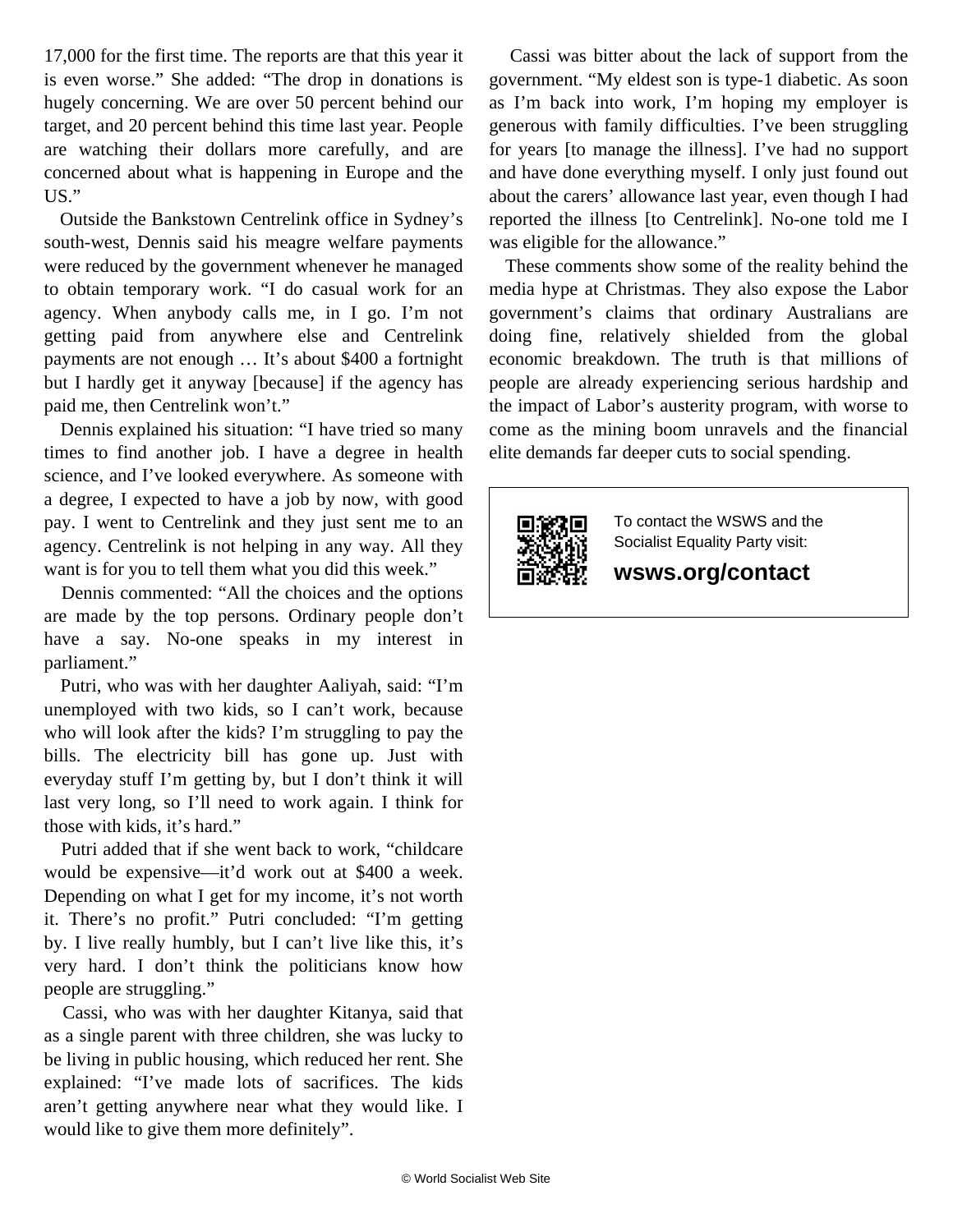17,000 for the first time. The reports are that this year it is even worse." She added: "The drop in donations is hugely concerning. We are over 50 percent behind our target, and 20 percent behind this time last year. People are watching their dollars more carefully, and are concerned about what is happening in Europe and the US."

Outside the Bankstown Centrelink office in Sydney's south-west, Dennis said his meagre welfare payments were reduced by the government whenever he managed to obtain temporary work. "I do casual work for an agency. When anybody calls me, in I go. I'm not getting paid from anywhere else and Centrelink payments are not enough … It's about $400 a fortnight but I hardly get it anyway [because] if the agency has paid me, then Centrelink won't."

Dennis explained his situation: "I have tried so many times to find another job. I have a degree in health science, and I've looked everywhere. As someone with a degree, I expected to have a job by now, with good pay. I went to Centrelink and they just sent me to an agency. Centrelink is not helping in any way. All they want is for you to tell them what you did this week."

Dennis commented: "All the choices and the options are made by the top persons. Ordinary people don't have a say. No-one speaks in my interest in parliament."

Putri, who was with her daughter Aaliyah, said: "I'm unemployed with two kids, so I can't work, because who will look after the kids? I'm struggling to pay the bills. The electricity bill has gone up. Just with everyday stuff I'm getting by, but I don't think it will last very long, so I'll need to work again. I think for those with kids, it's hard."

Putri added that if she went back to work, "childcare would be expensive—it'd work out at $400 a week. Depending on what I get for my income, it's not worth it. There's no profit." Putri concluded: "I'm getting by. I live really humbly, but I can't live like this, it's very hard. I don't think the politicians know how people are struggling."

Cassi, who was with her daughter Kitanya, said that as a single parent with three children, she was lucky to be living in public housing, which reduced her rent. She explained: "I've made lots of sacrifices. The kids aren't getting anywhere near what they would like. I would like to give them more definitely".

Cassi was bitter about the lack of support from the government. "My eldest son is type-1 diabetic. As soon as I'm back into work, I'm hoping my employer is generous with family difficulties. I've been struggling for years [to manage the illness]. I've had no support and have done everything myself. I only just found out about the carers' allowance last year, even though I had reported the illness [to Centrelink]. No-one told me I was eligible for the allowance."

These comments show some of the reality behind the media hype at Christmas. They also expose the Labor government's claims that ordinary Australians are doing fine, relatively shielded from the global economic breakdown. The truth is that millions of people are already experiencing serious hardship and the impact of Labor's austerity program, with worse to come as the mining boom unravels and the financial elite demands far deeper cuts to social spending.

To contact the WSWS and the Socialist Equality Party visit:

**wsws.org/contact**